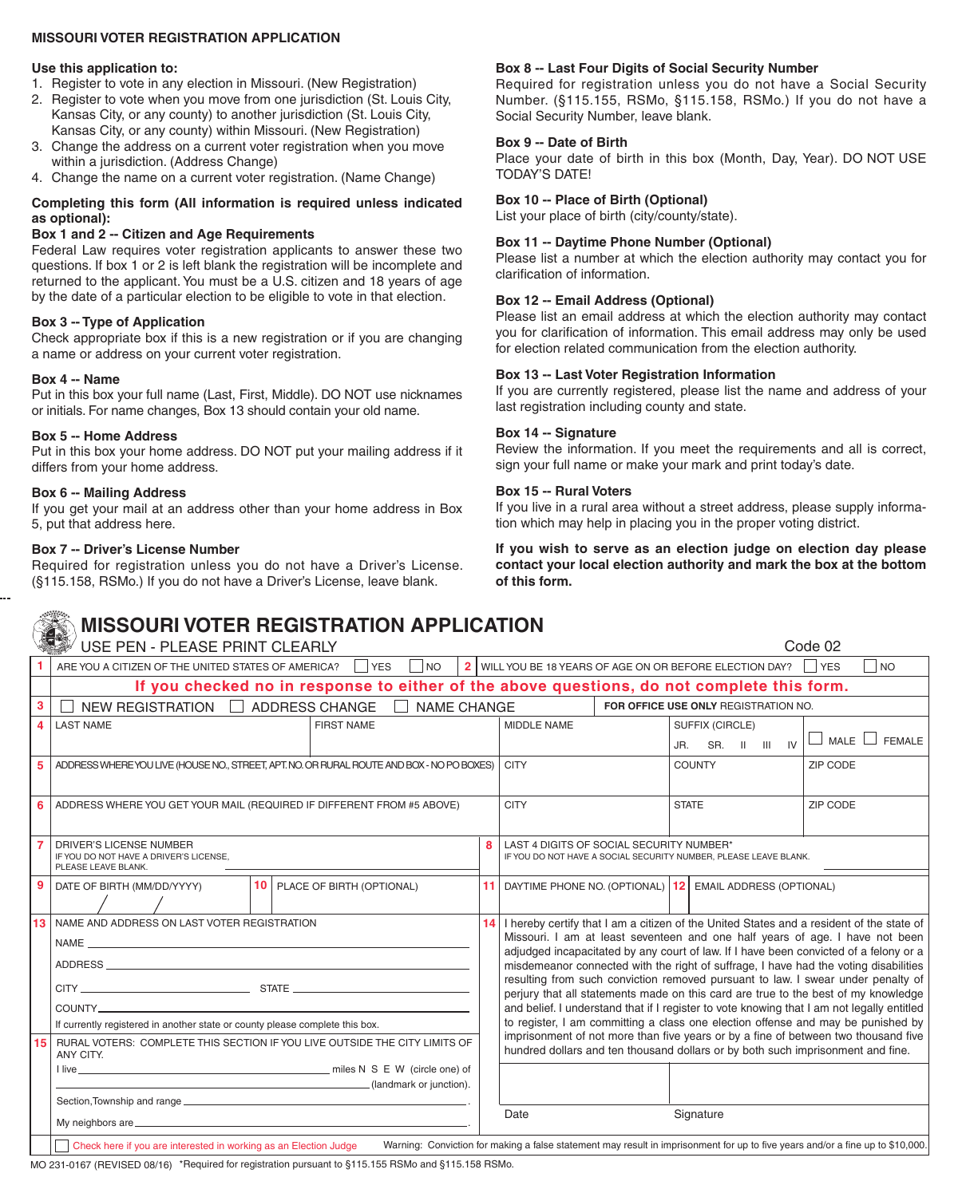# MISSOURI VOTER REGISTRATION APPLICATION

**Use this application to:**

1. Register to vote in any election in Missouri. (New Registration)
2. Register to vote when you move from one jurisdiction (St. Louis City, Kansas City, or any county) to another jurisdiction (St. Louis City, Kansas City, or any county) within Missouri. (New Registration)
3. Change the address on a current voter registration when you move within a jurisdiction. (Address Change)
4. Change the name on a current voter registration. (Name Change)

**Completing this form (All information is required unless indicated as optional):**

**Box 1 and 2 -- Citizen and Age Requirements**
Federal Law requires voter registration applicants to answer these two questions. If box 1 or 2 is left blank the registration will be incomplete and returned to the applicant. You must be a U.S. citizen and 18 years of age by the date of a particular election to be eligible to vote in that election.

**Box 3 -- Type of Application**
Check appropriate box if this is a new registration or if you are changing a name or address on your current voter registration.

**Box 4 -- Name**
Put in this box your full name (Last, First, Middle). DO NOT use nicknames or initials. For name changes, Box 13 should contain your old name.

**Box 5 -- Home Address**
Put in this box your home address. DO NOT put your mailing address if it differs from your home address.

**Box 6 -- Mailing Address**
If you get your mail at an address other than your home address in Box 5, put that address here.

**Box 7 -- Driver's License Number**
Required for registration unless you do not have a Driver's License. (§115.158, RSMo.) If you do not have a Driver's License, leave blank.

**Box 8 -- Last Four Digits of Social Security Number**
Required for registration unless you do not have a Social Security Number. (§115.155, RSMo, §115.158, RSMo.) If you do not have a Social Security Number, leave blank.

**Box 9 -- Date of Birth**
Place your date of birth in this box (Month, Day, Year). DO NOT USE TODAY'S DATE!

**Box 10 -- Place of Birth (Optional)**
List your place of birth (city/county/state).

**Box 11 -- Daytime Phone Number (Optional)**
Please list a number at which the election authority may contact you for clarification of information.

**Box 12 -- Email Address (Optional)**
Please list an email address at which the election authority may contact you for clarification of information. This email address may only be used for election related communication from the election authority.

**Box 13 -- Last Voter Registration Information**
If you are currently registered, please list the name and address of your last registration including county and state.

**Box 14 -- Signature**
Review the information. If you meet the requirements and all is correct, sign your full name or make your mark and print today's date.

**Box 15 -- Rural Voters**
If you live in a rural area without a street address, please supply information which may help in placing you in the proper voting district.

**If you wish to serve as an election judge on election day please contact your local election authority and mark the box at the bottom of this form.**

---

# MISSOURI VOTER REGISTRATION APPLICATION

USE PEN - PLEASE PRINT CLEARLY — Code 02

**1** ARE YOU A CITIZEN OF THE UNITED STATES OF AMERICA? ☐ YES ☐ NO

**2** WILL YOU BE 18 YEARS OF AGE ON OR BEFORE ELECTION DAY? ☐ YES ☐ NO

**If you checked no in response to either of the above questions, do not complete this form.**

**3** ☐ NEW REGISTRATION ☐ ADDRESS CHANGE ☐ NAME CHANGE — **FOR OFFICE USE ONLY** REGISTRATION NO.

| 4 | LAST NAME | FIRST NAME | MIDDLE NAME | SUFFIX (CIRCLE) JR. SR. II III IV | ☐ MALE ☐ FEMALE |
|---|---|---|---|---|---|
| 5 | ADDRESS WHERE YOU LIVE (HOUSE NO., STREET, APT. NO. OR RURAL ROUTE AND BOX - NO PO BOXES) | | CITY | COUNTY | ZIP CODE |
| 6 | ADDRESS WHERE YOU GET YOUR MAIL (REQUIRED IF DIFFERENT FROM #5 ABOVE) | | CITY | STATE | ZIP CODE |

**7** DRIVER'S LICENSE NUMBER
IF YOU DO NOT HAVE A DRIVER'S LICENSE, PLEASE LEAVE BLANK.

**8** LAST 4 DIGITS OF SOCIAL SECURITY NUMBER*
IF YOU DO NOT HAVE A SOCIAL SECURITY NUMBER, PLEASE LEAVE BLANK.

**9** DATE OF BIRTH (MM/DD/YYYY) ___ / ___ / ___

**10** PLACE OF BIRTH (OPTIONAL)

**11** DAYTIME PHONE NO. (OPTIONAL)

**12** EMAIL ADDRESS (OPTIONAL)

**13** NAME AND ADDRESS ON LAST VOTER REGISTRATION

NAME ______________________

ADDRESS ______________________

CITY ______________ STATE ______________

COUNTY ______________________

If currently registered in another state or county please complete this box.

**14** I hereby certify that I am a citizen of the United States and a resident of the state of Missouri. I am at least seventeen and one half years of age. I have not been adjudged incapacitated by any court of law. If I have been convicted of a felony or a misdemeanor connected with the right of suffrage, I have had the voting disabilities resulting from such conviction removed pursuant to law. I swear under penalty of perjury that all statements made on this card are true to the best of my knowledge and belief. I understand that if I register to vote knowing that I am not legally entitled to register, I am committing a class one election offense and may be punished by imprisonment of not more than five years or by a fine of between two thousand five hundred dollars and ten thousand dollars or by both such imprisonment and fine.

Date ______________ Signature ______________

**15** RURAL VOTERS: COMPLETE THIS SECTION IF YOU LIVE OUTSIDE THE CITY LIMITS OF ANY CITY.

I live ______________ miles N S E W (circle one) of ______________ (landmark or junction).

Section,Township and range ______________.

My neighbors are ______________.

☐ Check here if you are interested in working as an Election Judge

Warning: Conviction for making a false statement may result in imprisonment for up to five years and/or a fine up to $10,000.

MO 231-0167 (REVISED 08/16) *Required for registration pursuant to §115.155 RSMo and §115.158 RSMo.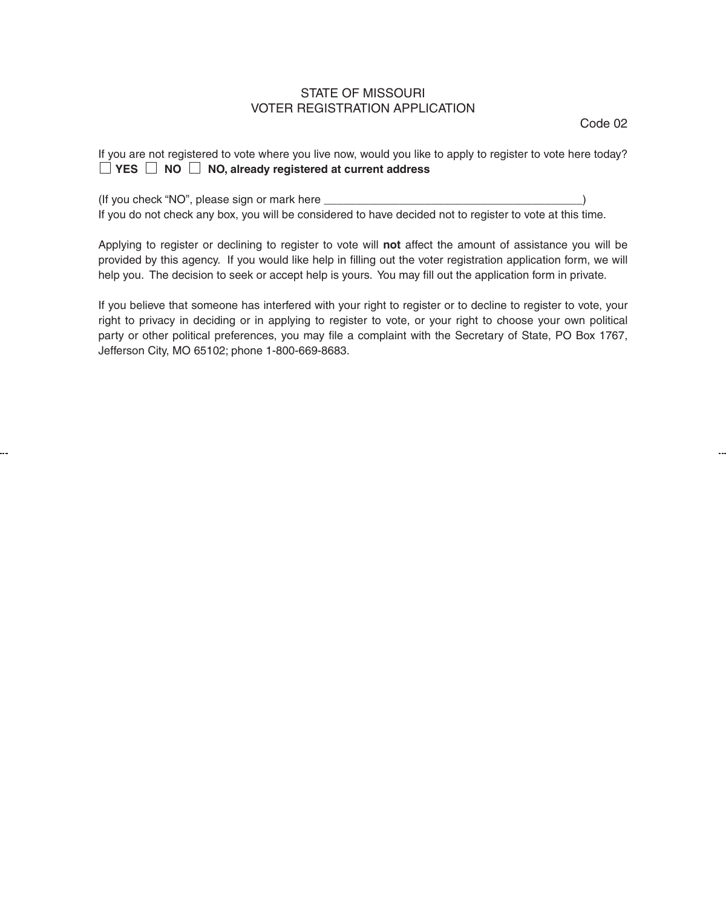# STATE OF MISSOURI
# VOTER REGISTRATION APPLICATION

Code 02

If you are not registered to vote where you live now, would you like to apply to register to vote here today?
☐ **YES** ☐ **NO** ☐ **NO, already registered at current address**

(If you check "NO", please sign or mark here ___________________________________________)
If you do not check any box, you will be considered to have decided not to register to vote at this time.

Applying to register or declining to register to vote will **not** affect the amount of assistance you will be provided by this agency. If you would like help in filling out the voter registration application form, we will help you. The decision to seek or accept help is yours. You may fill out the application form in private.

If you believe that someone has interfered with your right to register or to decline to register to vote, your right to privacy in deciding or in applying to register to vote, or your right to choose your own political party or other political preferences, you may file a complaint with the Secretary of State, PO Box 1767, Jefferson City, MO 65102; phone 1-800-669-8683.